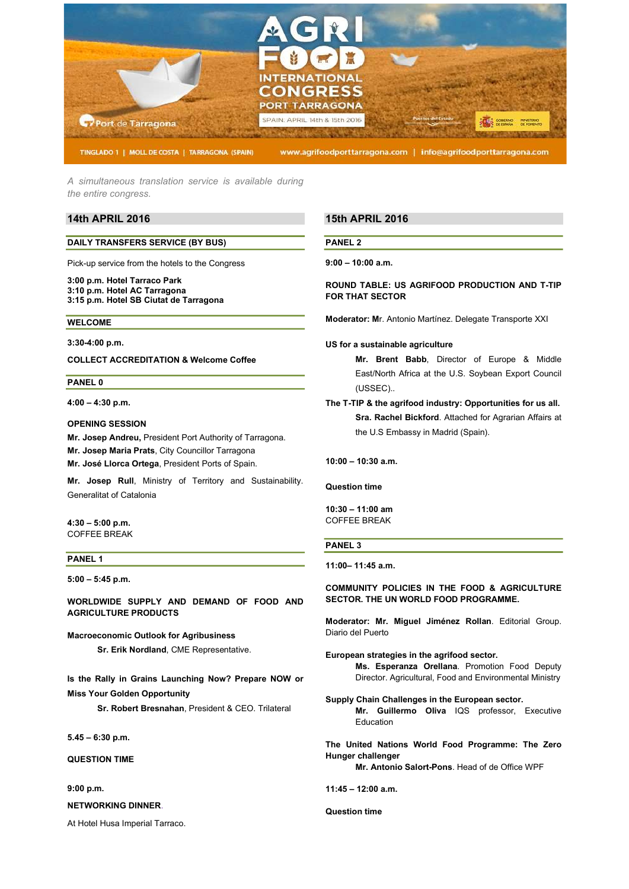# AGRIFOOD INTERNATIONAL CONGRESS PORT TARRAGONA

SPAIN: APRIL 14th & 15th 2016

TINGLADO 1 | MOLL DE COSTA | TARRAGONA (SPAIN) www.agrifoodporttarragona.com | info@agrifoodporttarragona.com

*A simultaneous translation service is available during the entire congress.*

## 14th APRIL 2016

### DAILY TRANSFERS SERVICE (BY BUS)

Pick-up service from the hotels to the Congress

**3:00 p.m. Hotel Tarraco Park**
**3:10 p.m. Hotel AC Tarragona**
**3:15 p.m. Hotel SB Ciutat de Tarragona**

### WELCOME

**3:30-4:00 p.m.**

**COLLECT ACCREDITATION & Welcome Coffee**

### PANEL 0

**4:00 – 4:30 p.m.**

**OPENING SESSION**

**Mr. Josep Andreu,** President Port Authority of Tarragona.
**Mr. Josep Maria Prats**, City Councillor Tarragona
**Mr. José Llorca Ortega**, President Ports of Spain.

**Mr. Josep Rull**, Ministry of Territory and Sustainability. Generalitat of Catalonia

**4:30 – 5:00 p.m.**
COFFEE BREAK

### PANEL 1

**5:00 – 5:45 p.m.**

**WORLDWIDE SUPPLY AND DEMAND OF FOOD AND AGRICULTURE PRODUCTS**

**Macroeconomic Outlook for Agribusiness**
**Sr. Erik Nordland**, CME Representative.

**Is the Rally in Grains Launching Now? Prepare NOW or Miss Your Golden Opportunity**
**Sr. Robert Bresnahan**, President & CEO. Trilateral

**5.45 – 6:30 p.m.**

**QUESTION TIME**

**9:00 p.m.**

**NETWORKING DINNER**.

At Hotel Husa Imperial Tarraco.

## 15th APRIL 2016

### PANEL 2

**9:00 – 10:00 a.m.**

**ROUND TABLE: US AGRIFOOD PRODUCTION AND T-TIP FOR THAT SECTOR**

**Moderator: M**r. Antonio Martínez. Delegate Transporte XXI

**US for a sustainable agriculture**
**Mr. Brent Babb**, Director of Europe & Middle East/North Africa at the U.S. Soybean Export Council (USSEC)..

**The T-TIP & the agrifood industry: Opportunities for us all.**
**Sra. Rachel Bickford**. Attached for Agrarian Affairs at the U.S Embassy in Madrid (Spain).

**10:00 – 10:30 a.m.**

**Question time**

**10:30 – 11:00 am**
COFFEE BREAK

### PANEL 3

**11:00– 11:45 a.m.**

**COMMUNITY POLICIES IN THE FOOD & AGRICULTURE SECTOR. THE UN WORLD FOOD PROGRAMME.**

**Moderator: Mr. Miguel Jiménez Rollan**. Editorial Group. Diario del Puerto

**European strategies in the agrifood sector.**
**Ms. Esperanza Orellana**. Promotion Food Deputy Director. Agricultural, Food and Environmental Ministry

**Supply Chain Challenges in the European sector.**
**Mr. Guillermo Oliva** IQS professor, Executive Education

**The United Nations World Food Programme: The Zero Hunger challenger**
**Mr. Antonio Salort-Pons**. Head of de Office WPF

**11:45 – 12:00 a.m.**

**Question time**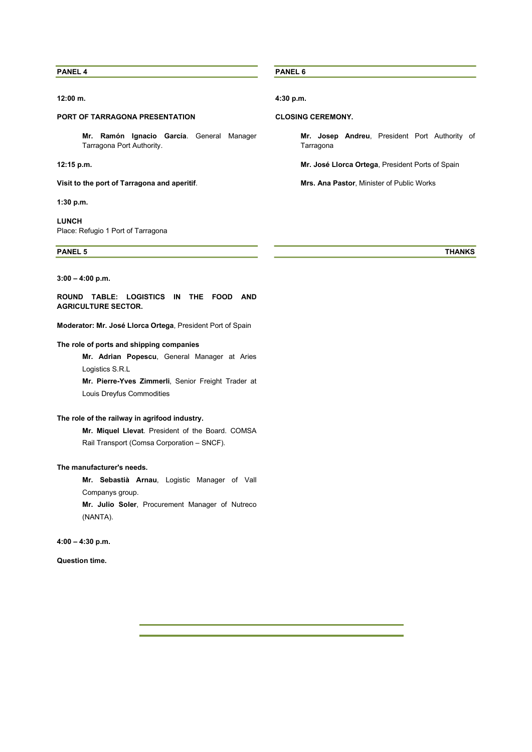## PANEL 4

**12:00 m.**

**PORT OF TARRAGONA PRESENTATION**

**Mr. Ramón Ignacio García**. General Manager Tarragona Port Authority.

**12:15 p.m.**

**Visit to the port of Tarragona and aperitif**.

**1:30 p.m.**

**LUNCH**
Place: Refugio 1 Port of Tarragona

## PANEL 5

**3:00 – 4:00 p.m.**

**ROUND TABLE: LOGISTICS IN THE FOOD AND AGRICULTURE SECTOR.**

**Moderator: Mr. José Llorca Ortega**, President Port of Spain

**The role of ports and shipping companies**

**Mr. Adrian Popescu**, General Manager at Aries Logistics S.R.L

**Mr. Pierre-Yves Zimmerli**, Senior Freight Trader at Louis Dreyfus Commodities

**The role of the railway in agrifood industry.**

**Mr. Miquel Llevat**. President of the Board. COMSA Rail Transport (Comsa Corporation – SNCF).

**The manufacturer's needs.**

**Mr. Sebastià Arnau**, Logistic Manager of Vall Companys group.

**Mr. Julio Soler**, Procurement Manager of Nutreco (NANTA).

**4:00 – 4:30 p.m.**

**Question time.**

## PANEL 6

**4:30 p.m.**

**CLOSING CEREMONY.**

**Mr. Josep Andreu**, President Port Authority of Tarragona

**Mr. José Llorca Ortega**, President Ports of Spain

**Mrs. Ana Pastor**, Minister of Public Works

## THANKS